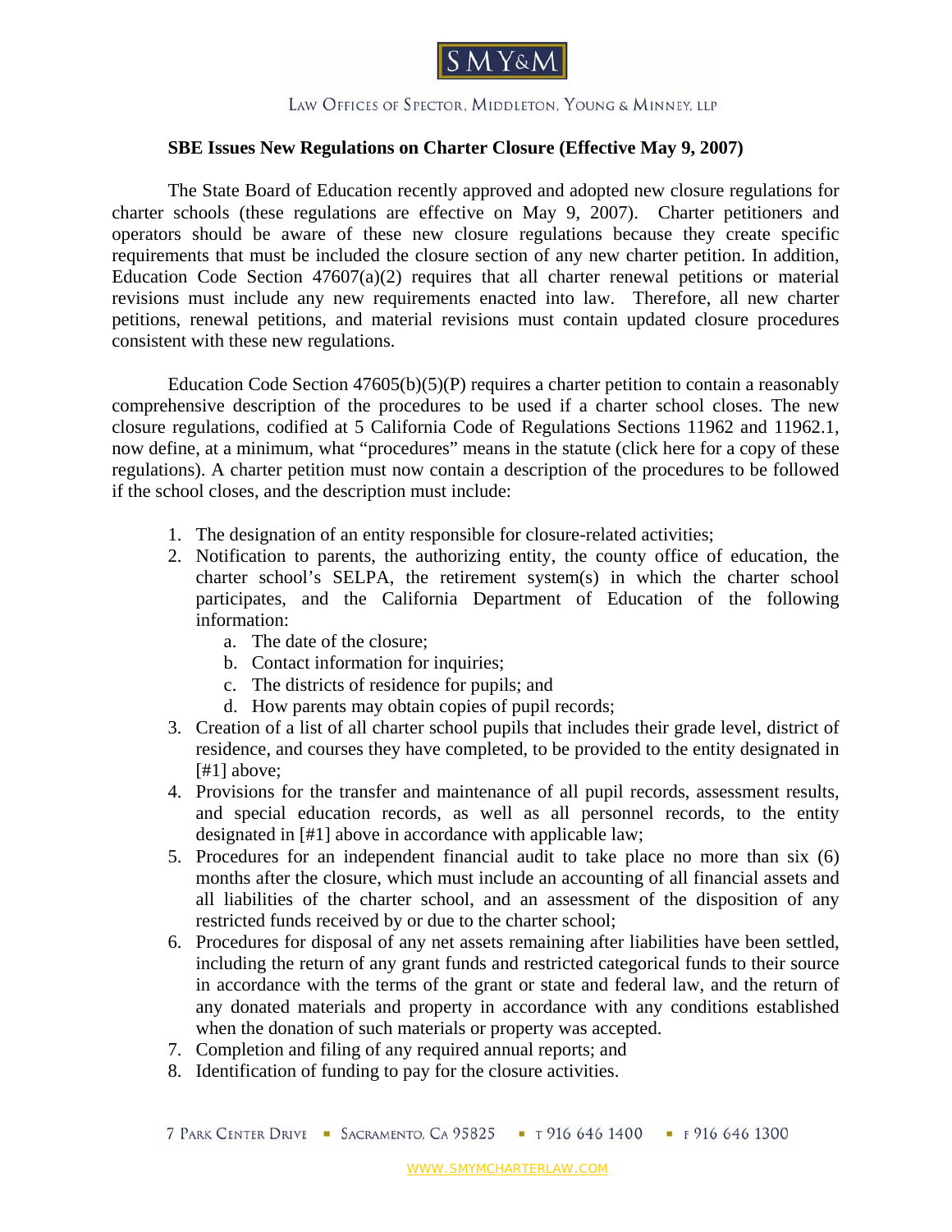# SMY&M

Law Offices of Spector, Middleton, Young & Minney, LLP

## SBE Issues New Regulations on Charter Closure (Effective May 9, 2007)

The State Board of Education recently approved and adopted new closure regulations for charter schools (these regulations are effective on May 9, 2007). Charter petitioners and operators should be aware of these new closure regulations because they create specific requirements that must be included the closure section of any new charter petition. In addition, Education Code Section 47607(a)(2) requires that all charter renewal petitions or material revisions must include any new requirements enacted into law. Therefore, all new charter petitions, renewal petitions, and material revisions must contain updated closure procedures consistent with these new regulations.

Education Code Section 47605(b)(5)(P) requires a charter petition to contain a reasonably comprehensive description of the procedures to be used if a charter school closes. The new closure regulations, codified at 5 California Code of Regulations Sections 11962 and 11962.1, now define, at a minimum, what "procedures" means in the statute (click here for a copy of these regulations). A charter petition must now contain a description of the procedures to be followed if the school closes, and the description must include:

1. The designation of an entity responsible for closure-related activities;
2. Notification to parents, the authorizing entity, the county office of education, the charter school's SELPA, the retirement system(s) in which the charter school participates, and the California Department of Education of the following information:
   a. The date of the closure;
   b. Contact information for inquiries;
   c. The districts of residence for pupils; and
   d. How parents may obtain copies of pupil records;
3. Creation of a list of all charter school pupils that includes their grade level, district of residence, and courses they have completed, to be provided to the entity designated in [#1] above;
4. Provisions for the transfer and maintenance of all pupil records, assessment results, and special education records, as well as all personnel records, to the entity designated in [#1] above in accordance with applicable law;
5. Procedures for an independent financial audit to take place no more than six (6) months after the closure, which must include an accounting of all financial assets and all liabilities of the charter school, and an assessment of the disposition of any restricted funds received by or due to the charter school;
6. Procedures for disposal of any net assets remaining after liabilities have been settled, including the return of any grant funds and restricted categorical funds to their source in accordance with the terms of the grant or state and federal law, and the return of any donated materials and property in accordance with any conditions established when the donation of such materials or property was accepted.
7. Completion and filing of any required annual reports; and
8. Identification of funding to pay for the closure activities.

7 Park Center Drive ▪ Sacramento, Ca 95825 ▪ T 916 646 1400 ▪ F 916 646 1300

WWW.SMYMCHARTERLAW.COM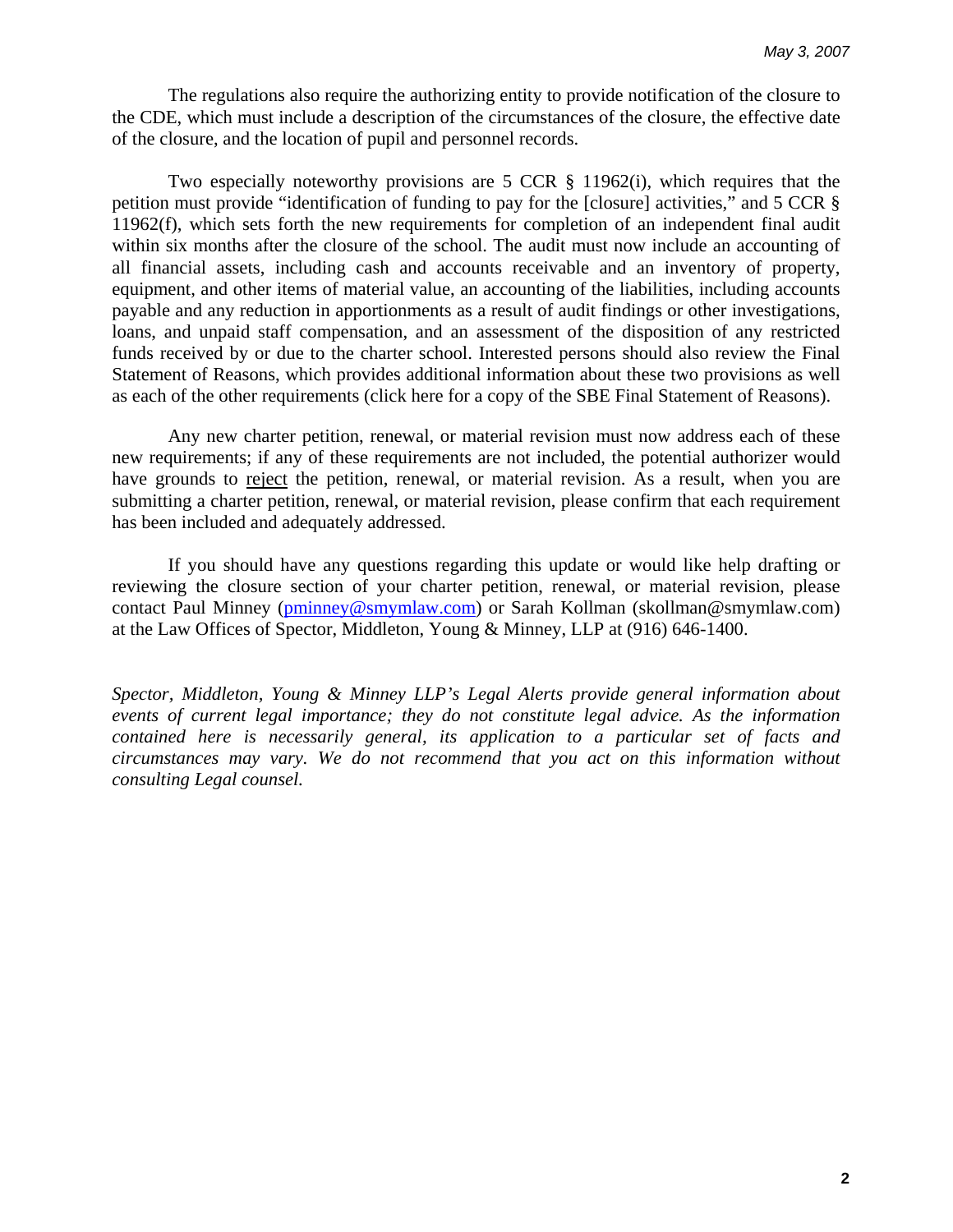The regulations also require the authorizing entity to provide notification of the closure to the CDE, which must include a description of the circumstances of the closure, the effective date of the closure, and the location of pupil and personnel records.

Two especially noteworthy provisions are 5 CCR § 11962(i), which requires that the petition must provide "identification of funding to pay for the [closure] activities," and 5 CCR § 11962(f), which sets forth the new requirements for completion of an independent final audit within six months after the closure of the school. The audit must now include an accounting of all financial assets, including cash and accounts receivable and an inventory of property, equipment, and other items of material value, an accounting of the liabilities, including accounts payable and any reduction in apportionments as a result of audit findings or other investigations, loans, and unpaid staff compensation, and an assessment of the disposition of any restricted funds received by or due to the charter school. Interested persons should also review the Final Statement of Reasons, which provides additional information about these two provisions as well as each of the other requirements (click here for a copy of the SBE Final Statement of Reasons).

Any new charter petition, renewal, or material revision must now address each of these new requirements; if any of these requirements are not included, the potential authorizer would have grounds to <u>reject</u> the petition, renewal, or material revision. As a result, when you are submitting a charter petition, renewal, or material revision, please confirm that each requirement has been included and adequately addressed.

If you should have any questions regarding this update or would like help drafting or reviewing the closure section of your charter petition, renewal, or material revision, please contact Paul Minney (pminney@smymlaw.com) or Sarah Kollman (skollman@smymlaw.com) at the Law Offices of Spector, Middleton, Young & Minney, LLP at (916) 646-1400.

*Spector, Middleton, Young & Minney LLP's Legal Alerts provide general information about events of current legal importance; they do not constitute legal advice. As the information contained here is necessarily general, its application to a particular set of facts and circumstances may vary. We do not recommend that you act on this information without consulting Legal counsel.*